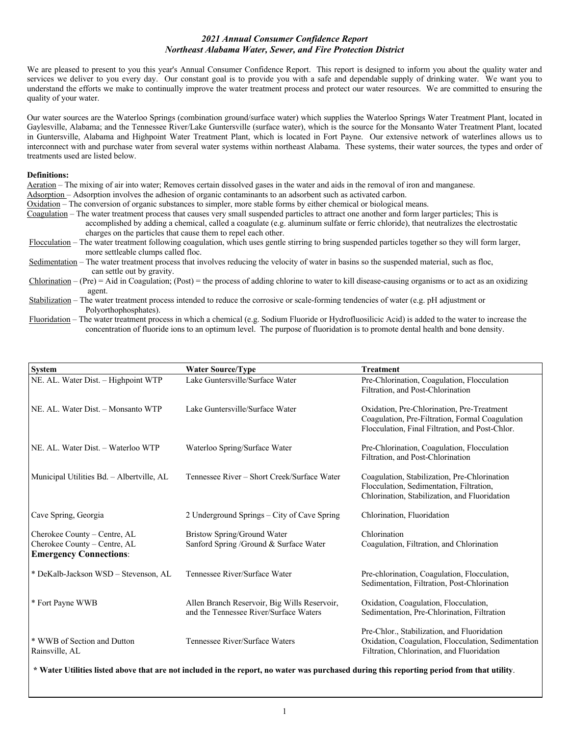# *2021 Annual Consumer Confidence Report*
## *Northeast Alabama Water, Sewer, and Fire Protection District*

We are pleased to present to you this year's Annual Consumer Confidence Report. This report is designed to inform you about the quality water and services we deliver to you every day. Our constant goal is to provide you with a safe and dependable supply of drinking water. We want you to understand the efforts we make to continually improve the water treatment process and protect our water resources. We are committed to ensuring the quality of your water.

Our water sources are the Waterloo Springs (combination ground/surface water) which supplies the Waterloo Springs Water Treatment Plant, located in Gaylesville, Alabama; and the Tennessee River/Lake Guntersville (surface water), which is the source for the Monsanto Water Treatment Plant, located in Guntersville, Alabama and Highpoint Water Treatment Plant, which is located in Fort Payne. Our extensive network of waterlines allows us to interconnect with and purchase water from several water systems within northeast Alabama. These systems, their water sources, the types and order of treatments used are listed below.

**Definitions:**

Aeration – The mixing of air into water; Removes certain dissolved gases in the water and aids in the removal of iron and manganese.

Adsorption – Adsorption involves the adhesion of organic contaminants to an adsorbent such as activated carbon.

Oxidation – The conversion of organic substances to simpler, more stable forms by either chemical or biological means.

Coagulation – The water treatment process that causes very small suspended particles to attract one another and form larger particles; This is accomplished by adding a chemical, called a coagulate (e.g. aluminum sulfate or ferric chloride), that neutralizes the electrostatic charges on the particles that cause them to repel each other.

Flocculation – The water treatment following coagulation, which uses gentle stirring to bring suspended particles together so they will form larger, more settleable clumps called floc.

Sedimentation – The water treatment process that involves reducing the velocity of water in basins so the suspended material, such as floc, can settle out by gravity.

Chlorination – (Pre) = Aid in Coagulation; (Post) = the process of adding chlorine to water to kill disease-causing organisms or to act as an oxidizing agent.

Stabilization – The water treatment process intended to reduce the corrosive or scale-forming tendencies of water (e.g. pH adjustment or Polyorthophosphates).

Fluoridation – The water treatment process in which a chemical (e.g. Sodium Fluoride or Hydrofluosilicic Acid) is added to the water to increase the concentration of fluoride ions to an optimum level. The purpose of fluoridation is to promote dental health and bone density.

| System | Water Source/Type | Treatment |
|---|---|---|
| NE. AL. Water Dist. – Highpoint WTP | Lake Guntersville/Surface Water | Pre-Chlorination, Coagulation, Flocculation Filtration, and Post-Chlorination |
| NE. AL. Water Dist. – Monsanto WTP | Lake Guntersville/Surface Water | Oxidation, Pre-Chlorination, Pre-Treatment Coagulation, Pre-Filtration, Formal Coagulation Flocculation, Final Filtration, and Post-Chlor. |
| NE. AL. Water Dist. – Waterloo WTP | Waterloo Spring/Surface Water | Pre-Chlorination, Coagulation, Flocculation Filtration, and Post-Chlorination |
| Municipal Utilities Bd. – Albertville, AL | Tennessee River – Short Creek/Surface Water | Coagulation, Stabilization, Pre-Chlorination Flocculation, Sedimentation, Filtration, Chlorination, Stabilization, and Fluoridation |
| Cave Spring, Georgia | 2 Underground Springs – City of Cave Spring | Chlorination, Fluoridation |
| Cherokee County – Centre, AL | Bristow Spring/Ground Water | Chlorination |
| Cherokee County – Centre, AL | Sanford Spring /Ground & Surface Water | Coagulation, Filtration, and Chlorination |
| **Emergency Connections**: | | |
| * DeKalb-Jackson WSD – Stevenson, AL | Tennessee River/Surface Water | Pre-chlorination, Coagulation, Flocculation, Sedimentation, Filtration, Post-Chlorination |
| * Fort Payne WWB | Allen Branch Reservoir, Big Wills Reservoir, and the Tennessee River/Surface Waters | Oxidation, Coagulation, Flocculation, Sedimentation, Pre-Chlorination, Filtration |
| * WWB of Section and Dutton Rainsville, AL | Tennessee River/Surface Waters | Pre-Chlor., Stabilization, and Fluoridation Oxidation, Coagulation, Flocculation, Sedimentation Filtration, Chlorination, and Fluoridation |

**\* Water Utilities listed above that are not included in the report, no water was purchased during this reporting period from that utility**.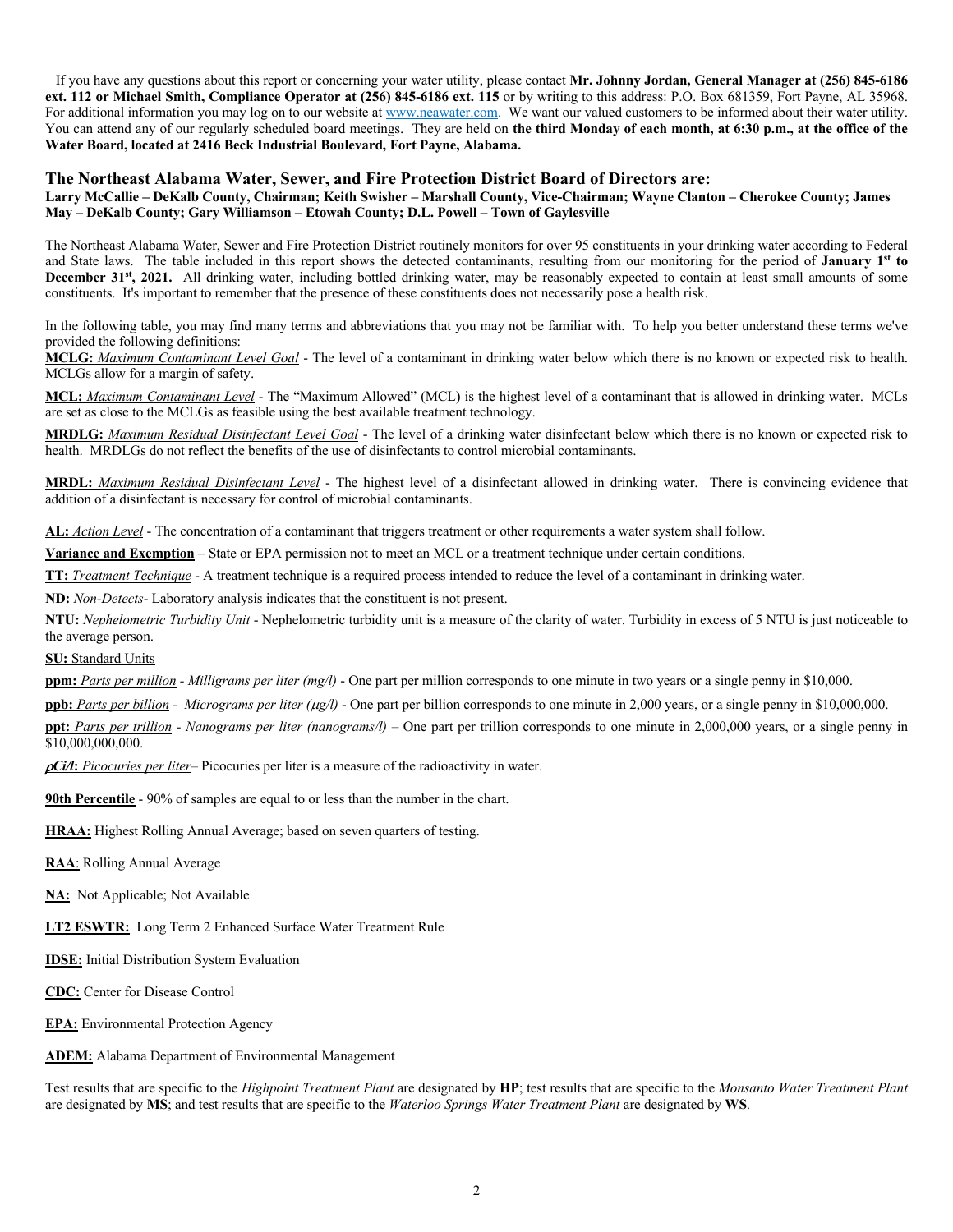If you have any questions about this report or concerning your water utility, please contact **Mr. Johnny Jordan, General Manager at (256) 845-6186 ext. 112 or Michael Smith, Compliance Operator at (256) 845-6186 ext. 115** or by writing to this address: P.O. Box 681359, Fort Payne, AL 35968. For additional information you may log on to our website at www.neawater.com. We want our valued customers to be informed about their water utility. You can attend any of our regularly scheduled board meetings. They are held on **the third Monday of each month, at 6:30 p.m., at the office of the Water Board, located at 2416 Beck Industrial Boulevard, Fort Payne, Alabama.**

## The Northeast Alabama Water, Sewer, and Fire Protection District Board of Directors are:

**Larry McCallie – DeKalb County, Chairman; Keith Swisher – Marshall County, Vice-Chairman; Wayne Clanton – Cherokee County; James May – DeKalb County; Gary Williamson – Etowah County; D.L. Powell – Town of Gaylesville**

The Northeast Alabama Water, Sewer and Fire Protection District routinely monitors for over 95 constituents in your drinking water according to Federal and State laws. The table included in this report shows the detected contaminants, resulting from our monitoring for the period of **January 1st to December 31st, 2021.** All drinking water, including bottled drinking water, may be reasonably expected to contain at least small amounts of some constituents. It's important to remember that the presence of these constituents does not necessarily pose a health risk.

In the following table, you may find many terms and abbreviations that you may not be familiar with. To help you better understand these terms we've provided the following definitions:

**MCLG:** *Maximum Contaminant Level Goal* - The level of a contaminant in drinking water below which there is no known or expected risk to health. MCLGs allow for a margin of safety.

**MCL:** *Maximum Contaminant Level* - The "Maximum Allowed" (MCL) is the highest level of a contaminant that is allowed in drinking water. MCLs are set as close to the MCLGs as feasible using the best available treatment technology.

**MRDLG:** *Maximum Residual Disinfectant Level Goal* - The level of a drinking water disinfectant below which there is no known or expected risk to health. MRDLGs do not reflect the benefits of the use of disinfectants to control microbial contaminants.

**MRDL:** *Maximum Residual Disinfectant Level* - The highest level of a disinfectant allowed in drinking water. There is convincing evidence that addition of a disinfectant is necessary for control of microbial contaminants.

**AL:** *Action Level* - The concentration of a contaminant that triggers treatment or other requirements a water system shall follow.

**Variance and Exemption** – State or EPA permission not to meet an MCL or a treatment technique under certain conditions.

**TT:** *Treatment Technique* - A treatment technique is a required process intended to reduce the level of a contaminant in drinking water.

**ND:** *Non-Detects*- Laboratory analysis indicates that the constituent is not present.

**NTU:** *Nephelometric Turbidity Unit* - Nephelometric turbidity unit is a measure of the clarity of water. Turbidity in excess of 5 NTU is just noticeable to the average person.

**SU:** Standard Units

**ppm:** *Parts per million - Milligrams per liter (mg/l)* - One part per million corresponds to one minute in two years or a single penny in $10,000.

**ppb:** *Parts per billion - Micrograms per liter (μg/l)* - One part per billion corresponds to one minute in 2,000 years, or a single penny in $10,000,000.

**ppt:** *Parts per trillion - Nanograms per liter (nanograms/l)* – One part per trillion corresponds to one minute in 2,000,000 years, or a single penny in $10,000,000,000.

**ρCi/l:** *Picocuries per liter*– Picocuries per liter is a measure of the radioactivity in water.

**90th Percentile** - 90% of samples are equal to or less than the number in the chart.

**HRAA:** Highest Rolling Annual Average; based on seven quarters of testing.

**RAA**: Rolling Annual Average

**NA:** Not Applicable; Not Available

**LT2 ESWTR:** Long Term 2 Enhanced Surface Water Treatment Rule

**IDSE:** Initial Distribution System Evaluation

**CDC:** Center for Disease Control

**EPA:** Environmental Protection Agency

**ADEM:** Alabama Department of Environmental Management

Test results that are specific to the *Highpoint Treatment Plant* are designated by **HP**; test results that are specific to the *Monsanto Water Treatment Plant* are designated by **MS**; and test results that are specific to the *Waterloo Springs Water Treatment Plant* are designated by **WS**.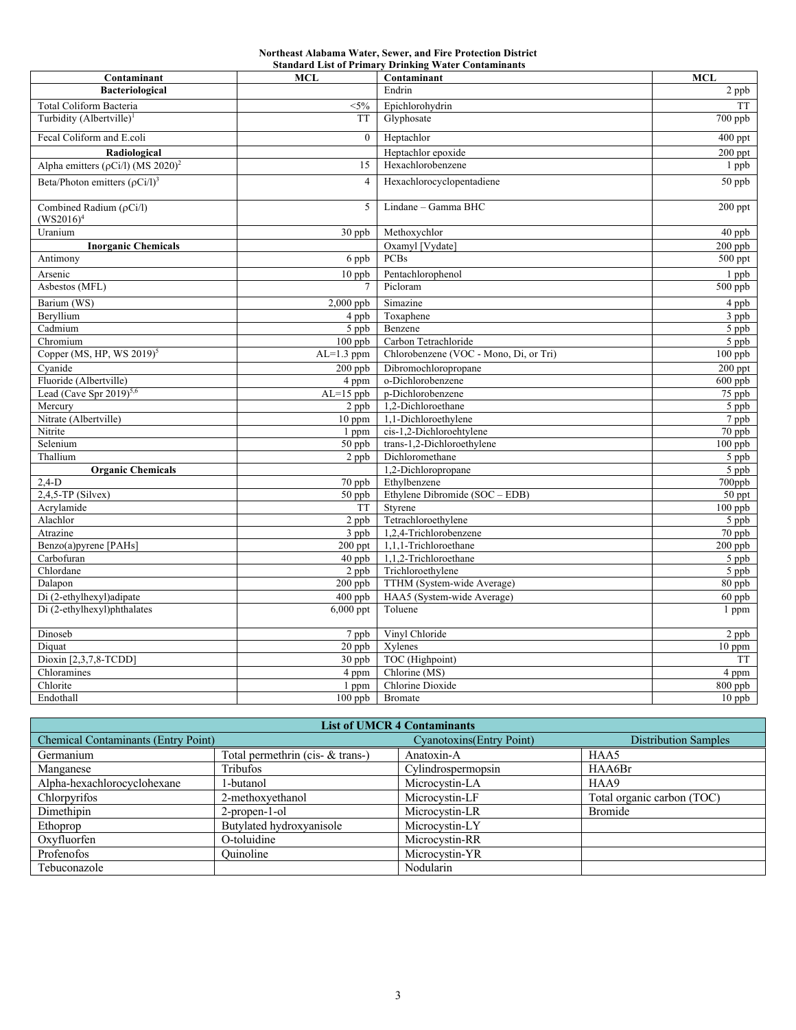**Northeast Alabama Water, Sewer, and Fire Protection District**
**Standard List of Primary Drinking Water Contaminants**

| Contaminant | MCL | Contaminant | MCL |
|---|---|---|---|
| **Bacteriological** | | Endrin | 2 ppb |
| Total Coliform Bacteria | <5% | Epichlorohydrin | TT |
| Turbidity (Albertville)[1] | TT | Glyphosate | 700 ppb |
| Fecal Coliform and E.coli | 0 | Heptachlor | 400 ppt |
| **Radiological** | | Heptachlor epoxide | 200 ppt |
| Alpha emitters (ρCi/l) (MS 2020)[2] | 15 | Hexachlorobenzene | 1 ppb |
| Beta/Photon emitters (ρCi/l)[3] | 4 | Hexachlorocyclopentadiene | 50 ppb |
| Combined Radium (ρCi/l) (WS2016)[4] | 5 | Lindane – Gamma BHC | 200 ppt |
| Uranium | 30 ppb | Methoxychlor | 40 ppb |
| **Inorganic Chemicals** | | Oxamyl [Vydate] | 200 ppb |
| Antimony | 6 ppb | PCBs | 500 ppt |
| Arsenic | 10 ppb | Pentachlorophenol | 1 ppb |
| Asbestos (MFL) | 7 | Picloram | 500 ppb |
| Barium (WS) | 2,000 ppb | Simazine | 4 ppb |
| Beryllium | 4 ppb | Toxaphene | 3 ppb |
| Cadmium | 5 ppb | Benzene | 5 ppb |
| Chromium | 100 ppb | Carbon Tetrachloride | 5 ppb |
| Copper (MS, HP, WS 2019)[5] | AL=1.3 ppm | Chlorobenzene (VOC - Mono, Di, or Tri) | 100 ppb |
| Cyanide | 200 ppb | Dibromochloropropane | 200 ppt |
| Fluoride (Albertville) | 4 ppm | o-Dichlorobenzene | 600 ppb |
| Lead (Cave Spr 2019)[5,6] | AL=15 ppb | p-Dichlorobenzene | 75 ppb |
| Mercury | 2 ppb | 1,2-Dichloroethane | 5 ppb |
| Nitrate (Albertville) | 10 ppm | 1,1-Dichloroethylene | 7 ppb |
| Nitrite | 1 ppm | cis-1,2-Dichloroehtylene | 70 ppb |
| Selenium | 50 ppb | trans-1,2-Dichloroethylene | 100 ppb |
| Thallium | 2 ppb | Dichloromethane | 5 ppb |
| **Organic Chemicals** | | 1,2-Dichloropropane | 5 ppb |
| 2,4-D | 70 ppb | Ethylbenzene | 700ppb |
| 2,4,5-TP (Silvex) | 50 ppb | Ethylene Dibromide (SOC – EDB) | 50 ppt |
| Acrylamide | TT | Styrene | 100 ppb |
| Alachlor | 2 ppb | Tetrachloroethylene | 5 ppb |
| Atrazine | 3 ppb | 1,2,4-Trichlorobenzene | 70 ppb |
| Benzo(a)pyrene [PAHs] | 200 ppt | 1,1,1-Trichloroethane | 200 ppb |
| Carbofuran | 40 ppb | 1,1,2-Trichloroethane | 5 ppb |
| Chlordane | 2 ppb | Trichloroethylene | 5 ppb |
| Dalapon | 200 ppb | TTHM (System-wide Average) | 80 ppb |
| Di (2-ethylhexyl)adipate | 400 ppb | HAA5 (System-wide Average) | 60 ppb |
| Di (2-ethylhexyl)phthalates | 6,000 ppt | Toluene | 1 ppm |
| Dinoseb | 7 ppb | Vinyl Chloride | 2 ppb |
| Diquat | 20 ppb | Xylenes | 10 ppm |
| Dioxin [2,3,7,8-TCDD] | 30 ppb | TOC (Highpoint) | TT |
| Chloramines | 4 ppm | Chlorine (MS) | 4 ppm |
| Chlorite | 1 ppm | Chlorine Dioxide | 800 ppb |
| Endothall | 100 ppb | Bromate | 10 ppb |

| List of UMCR 4 Contaminants | | | |
|---|---|---|---|
| Chemical Contaminants (Entry Point) | | Cyanotoxins(Entry Point) | Distribution Samples |
| Germanium | Total permethrin (cis- & trans-) | Anatoxin-A | HAA5 |
| Manganese | Tribufos | Cylindrospermopsin | HAA6Br |
| Alpha-hexachlorocyclohexane | 1-butanol | Microcystin-LA | HAA9 |
| Chlorpyrifos | 2-methoxyethanol | Microcystin-LF | Total organic carbon (TOC) |
| Dimethipin | 2-propen-1-ol | Microcystin-LR | Bromide |
| Ethoprop | Butylated hydroxyanisole | Microcystin-LY | |
| Oxyfluorfen | O-toluidine | Microcystin-RR | |
| Profenofos | Quinoline | Microcystin-YR | |
| Tebuconazole | | Nodularin | |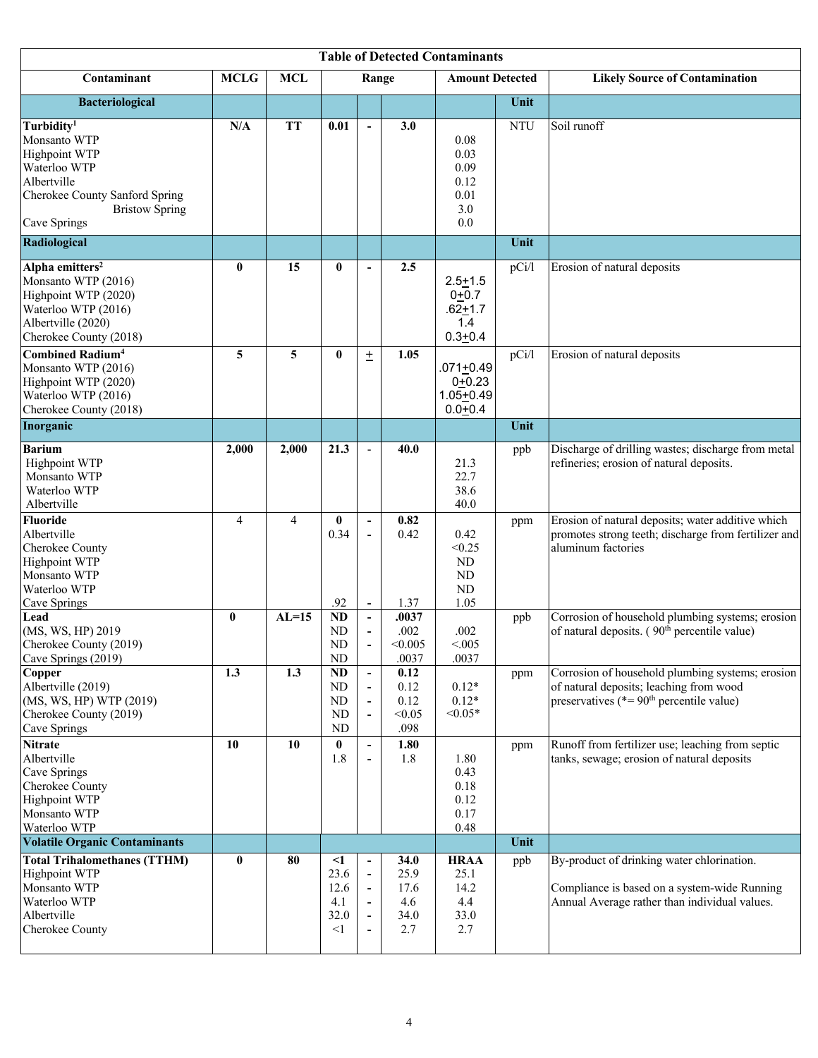| Table of Detected Contaminants | | | | | | | | |
|---|---|---|---|---|---|---|---|---|
| **Contaminant** | **MCLG** | **MCL** | **Range** | | | **Amount Detected** | | **Likely Source of Contamination** |
| **Bacteriological** | | | | | | | **Unit** | |
| **Turbidity**[1] | **N/A** | **TT** | **0.01** | **-** | **3.0** | | NTU | Soil runoff |
| Monsanto WTP | | | | | | 0.08 | | |
| Highpoint WTP | | | | | | 0.03 | | |
| Waterloo WTP | | | | | | 0.09 | | |
| Albertville | | | | | | 0.12 | | |
| Cherokee County Sanford Spring | | | | | | 0.01 | | |
| Bristow Spring | | | | | | 3.0 | | |
| Cave Springs | | | | | | 0.0 | | |
| **Radiological** | | | | | | | **Unit** | |
| **Alpha emitters**[2] | **0** | **15** | **0** | **-** | **2.5** | | pCi/l | Erosion of natural deposits |
| Monsanto WTP (2016) | | | | | | 2.5±1.5 | | |
| Highpoint WTP (2020) | | | | | | 0±0.7 | | |
| Waterloo WTP (2016) | | | | | | .62±1.7 | | |
| Albertville (2020) | | | | | | 1.4 | | |
| Cherokee County (2018) | | | | | | 0.3±0.4 | | |
| **Combined Radium**[4] | **5** | **5** | **0** | **±** | **1.05** | | pCi/l | Erosion of natural deposits |
| Monsanto WTP (2016) | | | | | | .071±0.49 | | |
| Highpoint WTP (2020) | | | | | | 0±0.23 | | |
| Waterloo WTP (2016) | | | | | | 1.05±0.49 | | |
| Cherokee County (2018) | | | | | | 0.0±0.4 | | |
| **Inorganic** | | | | | | | **Unit** | |
| **Barium** | **2,000** | **2,000** | **21.3** | - | **40.0** | | ppb | Discharge of drilling wastes; discharge from metal refineries; erosion of natural deposits. |
| Highpoint WTP | | | | | | 21.3 | | |
| Monsanto WTP | | | | | | 22.7 | | |
| Waterloo WTP | | | | | | 38.6 | | |
| Albertville | | | | | | 40.0 | | |
| **Fluoride** | 4 | 4 | **0** | **-** | **0.82** | | ppm | Erosion of natural deposits; water additive which promotes strong teeth; discharge from fertilizer and aluminum factories |
| Albertville | | | 0.34 | **-** | 0.42 | 0.42 | | |
| Cherokee County | | | | | | <0.25 | | |
| Highpoint WTP | | | | | | ND | | |
| Monsanto WTP | | | | | | ND | | |
| Waterloo WTP | | | | | | ND | | |
| Cave Springs | | | .92 | **-** | 1.37 | 1.05 | | |
| **Lead** | **0** | **AL=15** | **ND** | **-** | **.0037** | | ppb | Corrosion of household plumbing systems; erosion of natural deposits. ( 90th percentile value) |
| (MS, WS, HP) 2019 | | | ND | **-** | .002 | .002 | | |
| Cherokee County (2019) | | | ND | **-** | <0.005 | <.005 | | |
| Cave Springs (2019) | | | ND | | .0037 | .0037 | | |
| **Copper** | **1.3** | **1.3** | **ND** | **-** | **0.12** | | ppm | Corrosion of household plumbing systems; erosion of natural deposits; leaching from wood preservatives (*= 90th percentile value) |
| Albertville (2019) | | | ND | **-** | 0.12 | 0.12* | | |
| (MS, WS, HP) WTP (2019) | | | ND | **-** | 0.12 | 0.12* | | |
| Cherokee County (2019) | | | ND | **-** | <0.05 | <0.05* | | |
| Cave Springs | | | ND | | .098 | | | |
| **Nitrate** | **10** | **10** | **0** | **-** | **1.80** | | ppm | Runoff from fertilizer use; leaching from septic tanks, sewage; erosion of natural deposits |
| Albertville | | | 1.8 | **-** | 1.8 | 1.80 | | |
| Cave Springs | | | | | | 0.43 | | |
| Cherokee County | | | | | | 0.18 | | |
| Highpoint WTP | | | | | | 0.12 | | |
| Monsanto WTP | | | | | | 0.17 | | |
| Waterloo WTP | | | | | | 0.48 | | |
| **Volatile Organic Contaminants** | | | | | | | **Unit** | |
| **Total Trihalomethanes (TTHM)** | **0** | **80** | **<1** | **-** | **34.0** | **HRAA** | ppb | By-product of drinking water chlorination. |
| Highpoint WTP | | | 23.6 | **-** | 25.9 | 25.1 | | |
| Monsanto WTP | | | 12.6 | **-** | 17.6 | 14.2 | | Compliance is based on a system-wide Running Annual Average rather than individual values. |
| Waterloo WTP | | | 4.1 | **-** | 4.6 | 4.4 | | |
| Albertville | | | 32.0 | **-** | 34.0 | 33.0 | | |
| Cherokee County | | | <1 | **-** | 2.7 | 2.7 | | |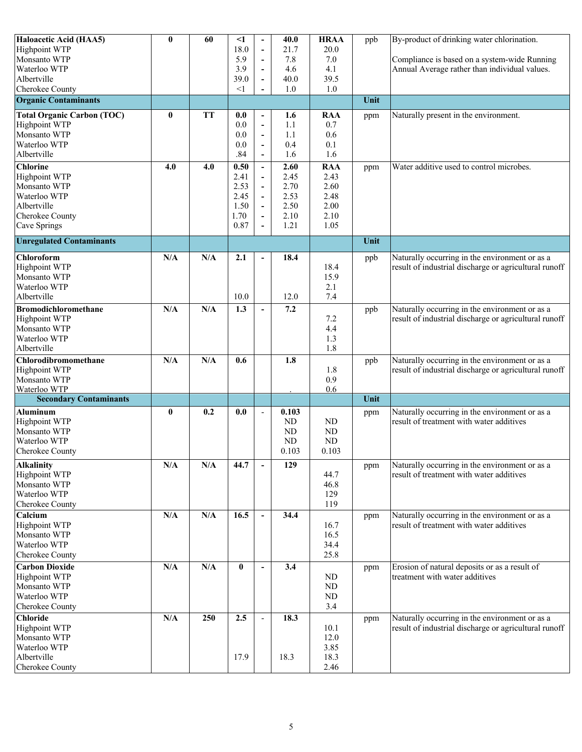| | | | | | | | | |
|---|---|---|---|---|---|---|---|---|
| **Haloacetic Acid (HAA5)** | **0** | **60** | **<1** | **-** | **40.0** | **HRAA** | ppb | By-product of drinking water chlorination. |
| Highpoint WTP | | | 18.0 | - | 21.7 | 20.0 | | |
| Monsanto WTP | | | 5.9 | - | 7.8 | 7.0 | | Compliance is based on a system-wide Running Annual Average rather than individual values. |
| Waterloo WTP | | | 3.9 | - | 4.6 | 4.1 | | |
| Albertville | | | 39.0 | - | 40.0 | 39.5 | | |
| Cherokee County | | | <1 | - | 1.0 | 1.0 | | |
| **Organic Contaminants** | | | | | | | **Unit** | |
| **Total Organic Carbon (TOC)** | **0** | **TT** | **0.0** | **-** | **1.6** | **RAA** | ppm | Naturally present in the environment. |
| Highpoint WTP | | | 0.0 | - | 1.1 | 0.7 | | |
| Monsanto WTP | | | 0.0 | - | 1.1 | 0.6 | | |
| Waterloo WTP | | | 0.0 | - | 0.4 | 0.1 | | |
| Albertville | | | .84 | - | 1.6 | 1.6 | | |
| **Chlorine** | **4.0** | **4.0** | **0.50** | **-** | **2.60** | **RAA** | ppm | Water additive used to control microbes. |
| Highpoint WTP | | | 2.41 | - | 2.45 | 2.43 | | |
| Monsanto WTP | | | 2.53 | - | 2.70 | 2.60 | | |
| Waterloo WTP | | | 2.45 | - | 2.53 | 2.48 | | |
| Albertville | | | 1.50 | - | 2.50 | 2.00 | | |
| Cherokee County | | | 1.70 | - | 2.10 | 2.10 | | |
| Cave Springs | | | 0.87 | - | 1.21 | 1.05 | | |
| **Unregulated Contaminants** | | | | | | | **Unit** | |
| **Chloroform** | **N/A** | **N/A** | **2.1** | **-** | **18.4** | | ppb | Naturally occurring in the environment or as a result of industrial discharge or agricultural runoff |
| Highpoint WTP | | | | | | 18.4 | | |
| Monsanto WTP | | | | | | 15.9 | | |
| Waterloo WTP | | | | | | 2.1 | | |
| Albertville | | | 10.0 | | 12.0 | 7.4 | | |
| **Bromodichloromethane** | **N/A** | **N/A** | **1.3** | **-** | **7.2** | | ppb | Naturally occurring in the environment or as a result of industrial discharge or agricultural runoff |
| Highpoint WTP | | | | | | 7.2 | | |
| Monsanto WTP | | | | | | 4.4 | | |
| Waterloo WTP | | | | | | 1.3 | | |
| Albertville | | | | | | 1.8 | | |
| **Chlorodibromomethane** | **N/A** | **N/A** | **0.6** | | **1.8** | | ppb | Naturally occurring in the environment or as a result of industrial discharge or agricultural runoff |
| Highpoint WTP | | | | | | 1.8 | | |
| Monsanto WTP | | | | | | 0.9 | | |
| Waterloo WTP | | | | | . | 0.6 | | |
| **Secondary Contaminants** | | | | | | | **Unit** | |
| **Aluminum** | **0** | **0.2** | **0.0** | - | **0.103** | | ppm | Naturally occurring in the environment or as a result of treatment with water additives |
| Highpoint WTP | | | | | ND | ND | | |
| Monsanto WTP | | | | | ND | ND | | |
| Waterloo WTP | | | | | ND | ND | | |
| Cherokee County | | | | | 0.103 | 0.103 | | |
| **Alkalinity** | **N/A** | **N/A** | **44.7** | **-** | **129** | | ppm | Naturally occurring in the environment or as a result of treatment with water additives |
| Highpoint WTP | | | | | | 44.7 | | |
| Monsanto WTP | | | | | | 46.8 | | |
| Waterloo WTP | | | | | | 129 | | |
| Cherokee County | | | | | | 119 | | |
| **Calcium** | **N/A** | **N/A** | **16.5** | **-** | **34.4** | | ppm | Naturally occurring in the environment or as a result of treatment with water additives |
| Highpoint WTP | | | | | | 16.7 | | |
| Monsanto WTP | | | | | | 16.5 | | |
| Waterloo WTP | | | | | | 34.4 | | |
| Cherokee County | | | | | | 25.8 | | |
| **Carbon Dioxide** | **N/A** | **N/A** | **0** | **-** | **3.4** | | ppm | Erosion of natural deposits or as a result of treatment with water additives |
| Highpoint WTP | | | | | | ND | | |
| Monsanto WTP | | | | | | ND | | |
| Waterloo WTP | | | | | | ND | | |
| Cherokee County | | | | | | 3.4 | | |
| **Chloride** | **N/A** | **250** | **2.5** | - | **18.3** | | ppm | Naturally occurring in the environment or as a result of industrial discharge or agricultural runoff |
| Highpoint WTP | | | | | | 10.1 | | |
| Monsanto WTP | | | | | | 12.0 | | |
| Waterloo WTP | | | | | | 3.85 | | |
| Albertville | | | 17.9 | | 18.3 | 18.3 | | |
| Cherokee County | | | | | | 2.46 | | |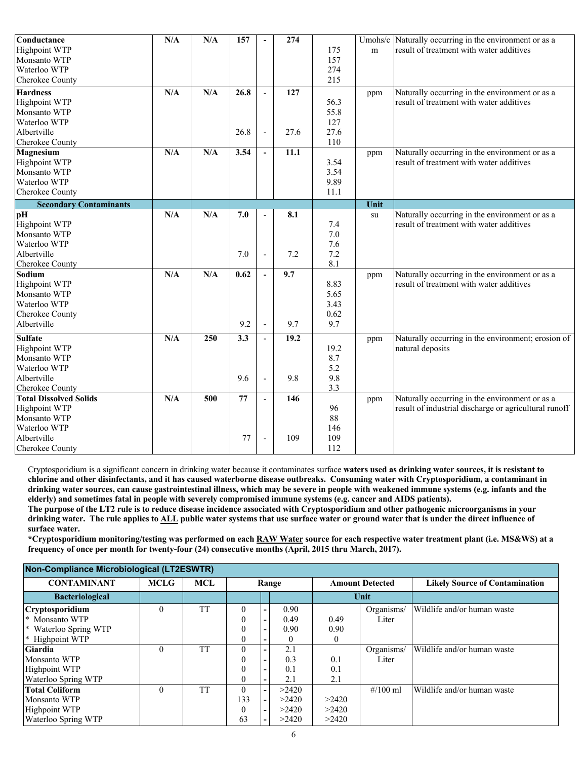| | | | | | | | | |
|---|---|---|---|---|---|---|---|---|
| **Conductance** | **N/A** | **N/A** | **157** | **-** | **274** | | Umohs/cm | Naturally occurring in the environment or as a result of treatment with water additives |
| Highpoint WTP | | | | | | 175 | | |
| Monsanto WTP | | | | | | 157 | | |
| Waterloo WTP | | | | | | 274 | | |
| Cherokee County | | | | | | 215 | | |
| **Hardness** | **N/A** | **N/A** | **26.8** | - | **127** | | ppm | Naturally occurring in the environment or as a result of treatment with water additives |
| Highpoint WTP | | | | | | 56.3 | | |
| Monsanto WTP | | | | | | 55.8 | | |
| Waterloo WTP | | | | | | 127 | | |
| Albertville | | | 26.8 | - | 27.6 | 27.6 | | |
| Cherokee County | | | | | | 110 | | |
| **Magnesium** | **N/A** | **N/A** | **3.54** | **-** | **11.1** | | ppm | Naturally occurring in the environment or as a result of treatment with water additives |
| Highpoint WTP | | | | | | 3.54 | | |
| Monsanto WTP | | | | | | 3.54 | | |
| Waterloo WTP | | | | | | 9.89 | | |
| Cherokee County | | | | | | 11.1 | | |
| **Secondary Contaminants** | | | | | | | **Unit** | |
| **pH** | **N/A** | **N/A** | **7.0** | - | **8.1** | | su | Naturally occurring in the environment or as a result of treatment with water additives |
| Highpoint WTP | | | | | | 7.4 | | |
| Monsanto WTP | | | | | | 7.0 | | |
| Waterloo WTP | | | | | | 7.6 | | |
| Albertville | | | 7.0 | - | 7.2 | 7.2 | | |
| Cherokee County | | | | | | 8.1 | | |
| **Sodium** | **N/A** | **N/A** | **0.62** | **-** | **9.7** | | ppm | Naturally occurring in the environment or as a result of treatment with water additives |
| Highpoint WTP | | | | | | 8.83 | | |
| Monsanto WTP | | | | | | 5.65 | | |
| Waterloo WTP | | | | | | 3.43 | | |
| Cherokee County | | | | | | 0.62 | | |
| Albertville | | | 9.2 | **-** | 9.7 | 9.7 | | |
| **Sulfate** | **N/A** | **250** | **3.3** | - | **19.2** | | ppm | Naturally occurring in the environment; erosion of natural deposits |
| Highpoint WTP | | | | | | 19.2 | | |
| Monsanto WTP | | | | | | 8.7 | | |
| Waterloo WTP | | | | | | 5.2 | | |
| Albertville | | | 9.6 | - | 9.8 | 9.8 | | |
| Cherokee County | | | | | | 3.3 | | |
| **Total Dissolved Solids** | **N/A** | **500** | **77** | - | **146** | | ppm | Naturally occurring in the environment or as a result of industrial discharge or agricultural runoff |
| Highpoint WTP | | | | | | 96 | | |
| Monsanto WTP | | | | | | 88 | | |
| Waterloo WTP | | | | | | 146 | | |
| Albertville | | | 77 | - | 109 | 109 | | |
| Cherokee County | | | | | | 112 | | |

Cryptosporidium is a significant concern in drinking water because it contaminates surface **waters used as drinking water sources, it is resistant to chlorine and other disinfectants, and it has caused waterborne disease outbreaks. Consuming water with Cryptosporidium, a contaminant in drinking water sources, can cause gastrointestinal illness, which may be severe in people with weakened immune systems (e.g. infants and the elderly) and sometimes fatal in people with severely compromised immune systems (e.g. cancer and AIDS patients).**

**The purpose of the LT2 rule is to reduce disease incidence associated with Cryptosporidium and other pathogenic microorganisms in your drinking water. The rule applies to ALL public water systems that use surface water or ground water that is under the direct influence of surface water.**

**\*Cryptosporidium monitoring/testing was performed on each RAW Water source for each respective water treatment plant (i.e. MS&WS) at a frequency of once per month for twenty-four (24) consecutive months (April, 2015 thru March, 2017).**

| **Non-Compliance Microbiological (LT2ESWTR)** | | | | | | | | |
|---|---|---|---|---|---|---|---|---|
| **CONTAMINANT** | **MCLG** | **MCL** | **Range** | | | **Amount Detected** | | **Likely Source of Contamination** |
| **Bacteriological** | | | | | | **Unit** | | |
| **Cryptosporidium** | 0 | TT | 0 | - | 0.90 | | Organisms/ Liter | Wildlife and/or human waste |
| * Monsanto WTP | | | 0 | - | 0.49 | 0.49 | | |
| * Waterloo Spring WTP | | | 0 | - | 0.90 | 0.90 | | |
| * Highpoint WTP | | | 0 | - | 0 | 0 | | |
| **Giardia** | 0 | TT | 0 | - | 2.1 | | Organisms/ Liter | Wildlife and/or human waste |
| Monsanto WTP | | | 0 | - | 0.3 | 0.1 | | |
| Highpoint WTP | | | 0 | - | 0.1 | 0.1 | | |
| Waterloo Spring WTP | | | 0 | - | 2.1 | 2.1 | | |
| **Total Coliform** | 0 | TT | 0 | - | >2420 | | #/100 ml | Wildlife and/or human waste |
| Monsanto WTP | | | 133 | - | >2420 | >2420 | | |
| Highpoint WTP | | | 0 | - | >2420 | >2420 | | |
| Waterloo Spring WTP | | | 63 | - | >2420 | >2420 | | |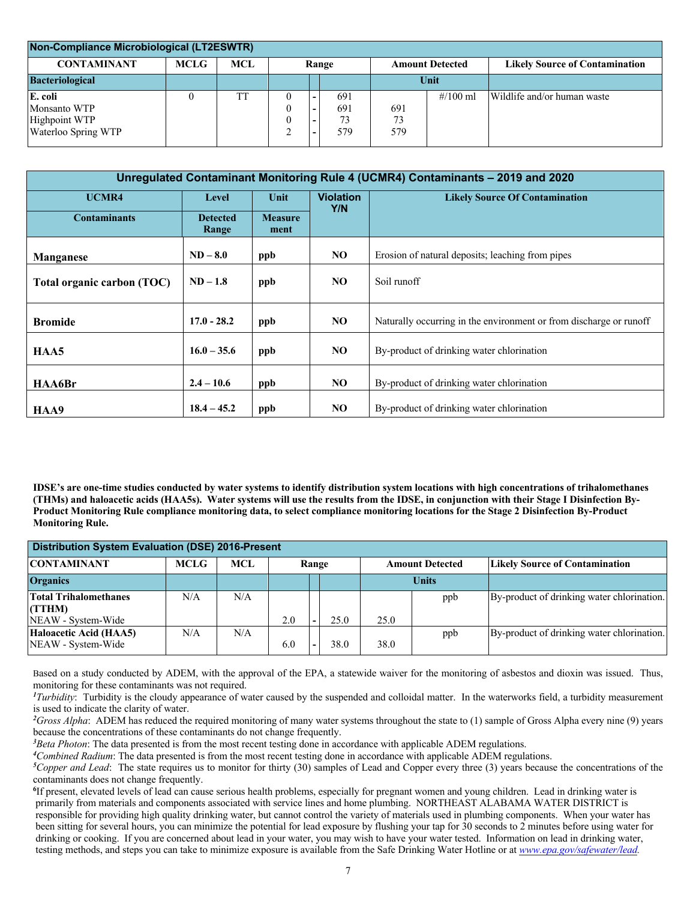| Non-Compliance Microbiological (LT2ESWTR) | | | | | | | | |
|---|---|---|---|---|---|---|---|---|
| **CONTAMINANT** | **MCLG** | **MCL** | **Range** | | | **Amount Detected** | | **Likely Source of Contamination** |
| **Bacteriological** | | | | | | **Unit** | | |
| **E. coli** | 0 | TT | 0 | - | 691 | | #/100 ml | Wildlife and/or human waste |
| Monsanto WTP | | | 0 | - | 691 | 691 | | |
| Highpoint WTP | | | 0 | - | 73 | 73 | | |
| Waterloo Spring WTP | | | 2 | - | 579 | 579 | | |

| Unregulated Contaminant Monitoring Rule 4 (UCMR4) Contaminants – 2019 and 2020 | | | | |
|---|---|---|---|---|
| **UCMR4** | **Level** | **Unit** | **Violation Y/N** | **Likely Source Of Contamination** |
| **Contaminants** | **Detected Range** | **Measure ment** | | |
| **Manganese** | **ND – 8.0** | **ppb** | **NO** | Erosion of natural deposits; leaching from pipes |
| **Total organic carbon (TOC)** | **ND – 1.8** | **ppb** | **NO** | Soil runoff |
| **Bromide** | **17.0 - 28.2** | **ppb** | **NO** | Naturally occurring in the environment or from discharge or runoff |
| **HAA5** | **16.0 – 35.6** | **ppb** | **NO** | By-product of drinking water chlorination |
| **HAA6Br** | **2.4 – 10.6** | **ppb** | **NO** | By-product of drinking water chlorination |
| **HAA9** | **18.4 – 45.2** | **ppb** | **NO** | By-product of drinking water chlorination |

**IDSE's are one-time studies conducted by water systems to identify distribution system locations with high concentrations of trihalomethanes (THMs) and haloacetic acids (HAA5s). Water systems will use the results from the IDSE, in conjunction with their Stage I Disinfection By-Product Monitoring Rule compliance monitoring data, to select compliance monitoring locations for the Stage 2 Disinfection By-Product Monitoring Rule.**

| Distribution System Evaluation (DSE) 2016-Present | | | | | | | | |
|---|---|---|---|---|---|---|---|---|
| **CONTAMINANT** | **MCLG** | **MCL** | **Range** | | | **Amount Detected** | | **Likely Source of Contamination** |
| **Organics** | | | | | | **Units** | | |
| **Total Trihalomethanes (TTHM)** NEAW - System-Wide | N/A | N/A | 2.0 | - | 25.0 | 25.0 | ppb | By-product of drinking water chlorination. |
| **Haloacetic Acid (HAA5)** NEAW - System-Wide | N/A | N/A | 6.0 | - | 38.0 | 38.0 | ppb | By-product of drinking water chlorination. |

Based on a study conducted by ADEM, with the approval of the EPA, a statewide waiver for the monitoring of asbestos and dioxin was issued. Thus, monitoring for these contaminants was not required.

[1]*Turbidity*: Turbidity is the cloudy appearance of water caused by the suspended and colloidal matter. In the waterworks field, a turbidity measurement is used to indicate the clarity of water.

[2]*Gross Alpha*: ADEM has reduced the required monitoring of many water systems throughout the state to (1) sample of Gross Alpha every nine (9) years because the concentrations of these contaminants do not change frequently.

[3]*Beta Photon*: The data presented is from the most recent testing done in accordance with applicable ADEM regulations.

[4]*Combined Radium*: The data presented is from the most recent testing done in accordance with applicable ADEM regulations.

[5]*Copper and Lead*: The state requires us to monitor for thirty (30) samples of Lead and Copper every three (3) years because the concentrations of the contaminants does not change frequently.

[6]If present, elevated levels of lead can cause serious health problems, especially for pregnant women and young children. Lead in drinking water is primarily from materials and components associated with service lines and home plumbing. NORTHEAST ALABAMA WATER DISTRICT is responsible for providing high quality drinking water, but cannot control the variety of materials used in plumbing components. When your water has been sitting for several hours, you can minimize the potential for lead exposure by flushing your tap for 30 seconds to 2 minutes before using water for drinking or cooking. If you are concerned about lead in your water, you may wish to have your water tested. Information on lead in drinking water, testing methods, and steps you can take to minimize exposure is available from the Safe Drinking Water Hotline or at *www.epa.gov/safewater/lead.*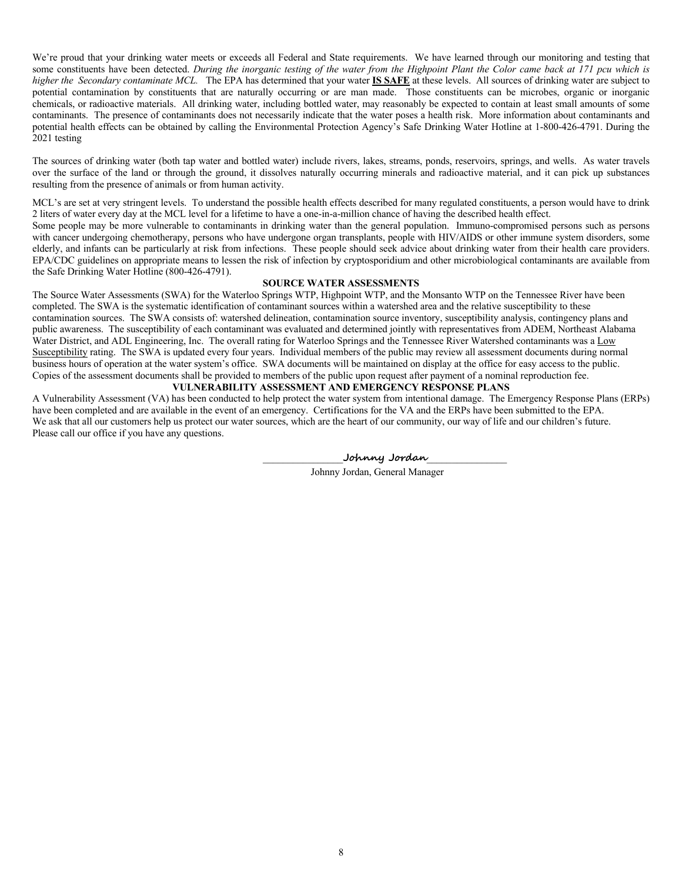We're proud that your drinking water meets or exceeds all Federal and State requirements. We have learned through our monitoring and testing that some constituents have been detected. *During the inorganic testing of the water from the Highpoint Plant the Color came back at 171 pcu which is higher the Secondary contaminate MCL.* The EPA has determined that your water **IS SAFE** at these levels. All sources of drinking water are subject to potential contamination by constituents that are naturally occurring or are man made. Those constituents can be microbes, organic or inorganic chemicals, or radioactive materials. All drinking water, including bottled water, may reasonably be expected to contain at least small amounts of some contaminants. The presence of contaminants does not necessarily indicate that the water poses a health risk. More information about contaminants and potential health effects can be obtained by calling the Environmental Protection Agency's Safe Drinking Water Hotline at 1-800-426-4791. During the 2021 testing

The sources of drinking water (both tap water and bottled water) include rivers, lakes, streams, ponds, reservoirs, springs, and wells. As water travels over the surface of the land or through the ground, it dissolves naturally occurring minerals and radioactive material, and it can pick up substances resulting from the presence of animals or from human activity.

MCL's are set at very stringent levels. To understand the possible health effects described for many regulated constituents, a person would have to drink 2 liters of water every day at the MCL level for a lifetime to have a one-in-a-million chance of having the described health effect.

Some people may be more vulnerable to contaminants in drinking water than the general population. Immuno-compromised persons such as persons with cancer undergoing chemotherapy, persons who have undergone organ transplants, people with HIV/AIDS or other immune system disorders, some elderly, and infants can be particularly at risk from infections. These people should seek advice about drinking water from their health care providers. EPA/CDC guidelines on appropriate means to lessen the risk of infection by cryptosporidium and other microbiological contaminants are available from the Safe Drinking Water Hotline (800-426-4791).

**SOURCE WATER ASSESSMENTS**

The Source Water Assessments (SWA) for the Waterloo Springs WTP, Highpoint WTP, and the Monsanto WTP on the Tennessee River have been completed. The SWA is the systematic identification of contaminant sources within a watershed area and the relative susceptibility to these contamination sources. The SWA consists of: watershed delineation, contamination source inventory, susceptibility analysis, contingency plans and public awareness. The susceptibility of each contaminant was evaluated and determined jointly with representatives from ADEM, Northeast Alabama Water District, and ADL Engineering, Inc. The overall rating for Waterloo Springs and the Tennessee River Watershed contaminants was a Low Susceptibility rating. The SWA is updated every four years. Individual members of the public may review all assessment documents during normal business hours of operation at the water system's office. SWA documents will be maintained on display at the office for easy access to the public. Copies of the assessment documents shall be provided to members of the public upon request after payment of a nominal reproduction fee.

**VULNERABILITY ASSESSMENT AND EMERGENCY RESPONSE PLANS**

A Vulnerability Assessment (VA) has been conducted to help protect the water system from intentional damage. The Emergency Response Plans (ERPs) have been completed and are available in the event of an emergency. Certifications for the VA and the ERPs have been submitted to the EPA. We ask that all our customers help us protect our water sources, which are the heart of our community, our way of life and our children's future. Please call our office if you have any questions.

Johnny Jordan

Johnny Jordan, General Manager